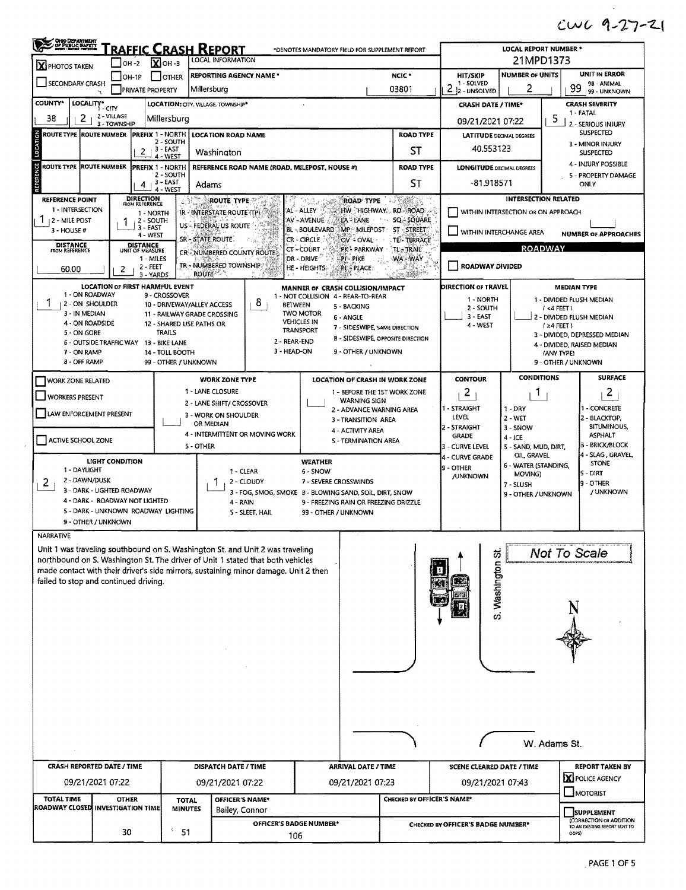CWC 9-27-21

# TRAFFIC CRASH REPORT

*DENOTES MANDATORY FIELD FOR SUPPLEMENT REPORT

| | |
|---|---|
| LOCAL REPORT NUMBER * | 21MPD1373 |
| PHOTOS TAKEN | X |
| OH-2 | |
| OH-3 | X |
| OH-1P | |
| OTHER | |
| SECONDARY CRASH | |
| PRIVATE PROPERTY | |
| REPORTING AGENCY NAME * | Millersburg |
| NCIC * | 03801 |
| HIT/SKIP (1 - SOLVED, 2 - UNSOLVED) | 2 |
| NUMBER OF UNITS | 2 |
| UNIT IN ERROR (98 - ANIMAL, 99 - UNKNOWN) | 99 |
| COUNTY* | 38 |
| LOCALITY* (1 - CITY, 2 - VILLAGE, 3 - TOWNSHIP) | 2 |
| LOCATION: CITY, VILLAGE, TOWNSHIP* | Millersburg |
| CRASH DATE / TIME* | 09/21/2021 07:22 |
| CRASH SEVERITY (1 - FATAL, 2 - SERIOUS INJURY SUSPECTED, 3 - MINOR INJURY SUSPECTED, 4 - INJURY POSSIBLE, 5 - PROPERTY DAMAGE ONLY) | 5 |

## LOCATION

| | |
|---|---|
| ROUTE TYPE | |
| ROUTE NUMBER | |
| PREFIX (1 - NORTH, 2 - SOUTH, 3 - EAST, 4 - WEST) | 2 |
| LOCATION ROAD NAME | Washington |
| ROAD TYPE | ST |
| LATITUDE DECIMAL DEGREES | 40.553123 |

## REFERENCE

| | |
|---|---|
| ROUTE TYPE | |
| ROUTE NUMBER | |
| PREFIX (1 - NORTH, 2 - SOUTH, 3 - EAST, 4 - WEST) | 4 |
| REFERENCE ROAD NAME (ROAD, MILEPOST, HOUSE #) | Adams |
| ROAD TYPE | ST |
| LONGITUDE DECIMAL DEGREES | -81.918571 |

| | |
|---|---|
| REFERENCE POINT (1 - INTERSECTION, 2 - MILE POST, 3 - HOUSE #) | 1 |
| DIRECTION FROM REFERENCE (1 - NORTH, 2 - SOUTH, 3 - EAST, 4 - WEST) | 1 |
| DISTANCE FROM REFERENCE | 60.00 |
| DISTANCE UNIT OF MEASURE (1 - MILES, 2 - FEET, 3 - YARDS) | 2 |

ROUTE TYPE: IR - INTERSTATE ROUTE (TP), US - FEDERAL US ROUTE, SR - STATE ROUTE, CR - NUMBERED COUNTY ROUTE, TR - NUMBERED TOWNSHIP ROUTE

ROAD TYPE: AL - ALLEY, AV - AVENUE, BL - BOULEVARD, CR - CIRCLE, CT - COURT, DR - DRIVE, HE - HEIGHTS, HW - HIGHWAY, LA - LANE, MP - MILEPOST, OV - OVAL, PK - PARKWAY, PI - PIKE, PL - PLACE, RD - ROAD, SQ - SQUARE, ST - STREET, TE - TERRACE, TL - TRAIL, WA - WAY

INTERSECTION RELATED: WITHIN INTERSECTION OR ON APPROACH [ ]; WITHIN INTERCHANGE AREA [ ]; NUMBER OF APPROACHES: 

ROADWAY: ROADWAY DIVIDED [ ]

| | |
|---|---|
| LOCATION OF FIRST HARMFUL EVENT | 1 |
| MANNER OF CRASH COLLISION/IMPACT | 8 |
| DIRECTION OF TRAVEL | |
| MEDIAN TYPE | |

LOCATION OF FIRST HARMFUL EVENT: 1 - ON ROADWAY, 2 - ON SHOULDER, 3 - IN MEDIAN, 4 - ON ROADSIDE, 5 - ON GORE, 6 - OUTSIDE TRAFFIC WAY, 7 - ON RAMP, 8 - OFF RAMP, 9 - CROSSOVER, 10 - DRIVEWAY/ALLEY ACCESS, 11 - RAILWAY GRADE CROSSING, 12 - SHARED USE PATHS OR TRAILS, 13 - BIKE LANE, 14 - TOLL BOOTH, 99 - OTHER / UNKNOWN

MANNER OF CRASH COLLISION/IMPACT: 1 - NOT COLLISION BETWEEN TWO MOTOR VEHICLES IN TRANSPORT, 2 - REAR-END, 3 - HEAD-ON, 4 - REAR-TO-REAR, 5 - BACKING, 6 - ANGLE, 7 - SIDESWIPE, SAME DIRECTION, 8 - SIDESWIPE, OPPOSITE DIRECTION, 9 - OTHER / UNKNOWN

DIRECTION OF TRAVEL: 1 - NORTH, 2 - SOUTH, 3 - EAST, 4 - WEST

MEDIAN TYPE: 1 - DIVIDED FLUSH MEDIAN (<4 FEET), 2 - DIVIDED FLUSH MEDIAN (≥4 FEET), 3 - DIVIDED, DEPRESSED MEDIAN, 4 - DIVIDED, RAISED MEDIAN (ANY TYPE), 9 - OTHER / UNKNOWN

| | |
|---|---|
| WORK ZONE RELATED | [ ] |
| WORKERS PRESENT | [ ] |
| LAW ENFORCEMENT PRESENT | [ ] |
| ACTIVE SCHOOL ZONE | [ ] |
| WORK ZONE TYPE | |
| LOCATION OF CRASH IN WORK ZONE | |
| CONTOUR | 2 |
| CONDITIONS | 1 |
| SURFACE | 2 |

WORK ZONE TYPE: 1 - LANE CLOSURE, 2 - LANE SHIFT/ CROSSOVER, 3 - WORK ON SHOULDER OR MEDIAN, 4 - INTERMITTENT OR MOVING WORK, 5 - OTHER

LOCATION OF CRASH IN WORK ZONE: 1 - BEFORE THE 1ST WORK ZONE WARNING SIGN, 2 - ADVANCE WARNING AREA, 3 - TRANSITION AREA, 4 - ACTIVITY AREA, 5 - TERMINATION AREA

CONTOUR: 1 - STRAIGHT LEVEL, 2 - STRAIGHT GRADE, 3 - CURVE LEVEL, 4 - CURVE GRADE, 9 - OTHER /UNKNOWN

CONDITIONS: 1 - DRY, 2 - WET, 3 - SNOW, 4 - ICE, 5 - SAND, MUD, DIRT, OIL, GRAVEL, 6 - WATER (STANDING, MOVING), 7 - SLUSH, 9 - OTHER / UNKNOWN

SURFACE: 1 - CONCRETE, 2 - BLACKTOP, BITUMINOUS, ASPHALT, 3 - BRICK/BLOCK, 4 - SLAG, GRAVEL, STONE, 5 - DIRT, 9 - OTHER / UNKNOWN

| | |
|---|---|
| LIGHT CONDITION | 2 |
| WEATHER | 1 |

LIGHT CONDITION: 1 - DAYLIGHT, 2 - DAWN/DUSK, 3 - DARK - LIGHTED ROADWAY, 4 - DARK - ROADWAY NOT LIGHTED, 5 - DARK - UNKNOWN ROADWAY LIGHTING, 9 - OTHER / UNKNOWN

WEATHER: 1 - CLEAR, 2 - CLOUDY, 3 - FOG, SMOG, SMOKE, 4 - RAIN, 5 - SLEET, HAIL, 6 - SNOW, 7 - SEVERE CROSSWINDS, 8 - BLOWING SAND, SOIL, DIRT, SNOW, 9 - FREEZING RAIN OR FREEZING DRIZZLE, 99 - OTHER / UNKNOWN

## NARRATIVE

Unit 1 was traveling southbound on S. Washington St. and Unit 2 was traveling northbound on S. Washington St. The driver of Unit 1 stated that both vehicles made contact with their driver's side mirrors, sustaining minor damage. Unit 2 then failed to stop and continued driving.

Not To Scale

S. Washington St.

W. Adams St.

| CRASH REPORTED DATE / TIME | DISPATCH DATE / TIME | ARRIVAL DATE / TIME | SCENE CLEARED DATE / TIME | REPORT TAKEN BY |
|---|---|---|---|---|
| 09/21/2021 07:22 | 09/21/2021 07:22 | 09/21/2021 07:23 | 09/21/2021 07:43 | [X] POLICE AGENCY [ ] MOTORIST |

| TOTAL TIME ROADWAY CLOSED | OTHER INVESTIGATION TIME | TOTAL MINUTES | OFFICER'S NAME* | OFFICER'S BADGE NUMBER* | CHECKED BY OFFICER'S NAME* | CHECKED BY OFFICER'S BADGE NUMBER* | SUPPLEMENT (CORRECTION OR ADDITION TO AN EXISTING REPORT SENT TO ODPS) |
|---|---|---|---|---|---|---|---|
| | 30 | 51 | Bailey, Connor | 106 | | | [ ] |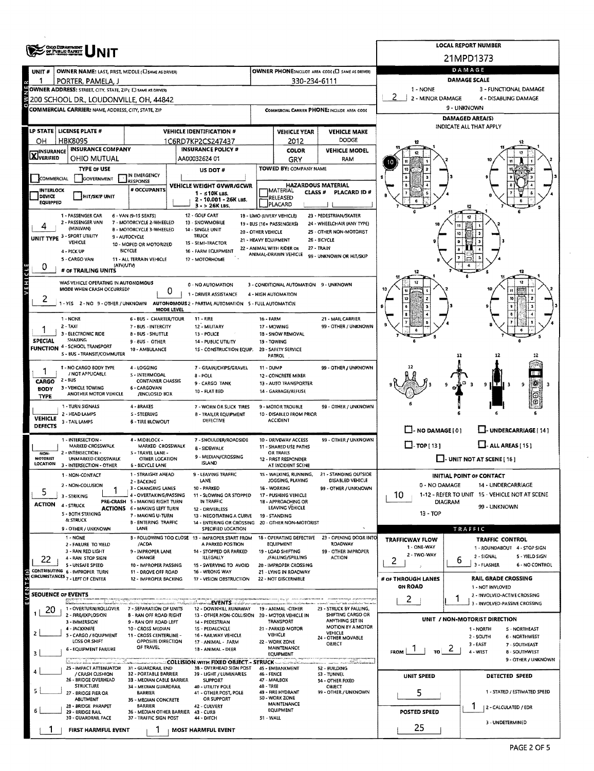# UNIT

**LOCAL REPORT NUMBER:** 21MPD1373

## OWNER

| Field | Value |
| --- | --- |
| UNIT # | 1 |
| OWNER NAME: LAST, FIRST, MIDDLE | PORTER, PAMELA, J |
| OWNER PHONE | 330-234-6111 |
| OWNER ADDRESS: STREET, CITY, STATE, ZIP | 200 SCHOOL DR., LOUDONVILLE, OH, 44842 |
| COMMERCIAL CARRIER: NAME, ADDRESS, CITY, STATE, ZIP | |
| COMMERCIAL CARRIER PHONE | |

## VEHICLE

| Field | Value |
| --- | --- |
| LP STATE | OH |
| LICENSE PLATE # | HBK8095 |
| VEHICLE IDENTIFICATION # | 1C6RD7KP2CS247437 |
| VEHICLE YEAR | 2012 |
| VEHICLE MAKE | DODGE |
| INSURANCE VERIFIED | X |
| INSURANCE COMPANY | OHIO MUTUAL |
| INSURANCE POLICY # | AA00032624 01 |
| COLOR | GRY |
| VEHICLE MODEL | RAM |
| TYPE OF USE | |
| US DOT # | |
| TOWED BY: COMPANY NAME | |
| VEHICLE WEIGHT GVWR/GCWR | 1 - ≤10K LBS. / 2 - 10.001 - 26K LBS. / 3 - > 26K LBS. |
| HAZARDOUS MATERIAL | |
| UNIT TYPE | 4 |
| # OF TRAILING UNITS | 0 |
| WAS VEHICLE OPERATING IN AUTONOMOUS MODE WHEN CRASH OCCURRED? | 2 |
| AUTONOMOUS MODE LEVEL | 0 |
| SPECIAL FUNCTION | 1 |
| CARGO BODY TYPE | 1 |
| VEHICLE DEFECTS | |

**Unit Type:** 1 - PASSENGER CAR; 2 - PASSENGER VAN (MINIVAN); 3 - SPORT UTILITY VEHICLE; 4 - PICK UP; 5 - CARGO VAN; 6 - VAN (9-15 SEATS); 7 - MOTORCYCLE 2-WHEELED; 8 - MOTORCYCLE 3-WHEELED; 9 - AUTOCYCLE; 10 - MOPED OR MOTORIZED BICYCLE; 11 - ALL TERRAIN VEHICLE (ATV/UTV); 12 - GOLF CART; 13 - SNOWMOBILE; 14 - SINGLE UNIT TRUCK; 15 - SEMI-TRACTOR; 16 - FARM EQUIPMENT; 17 - MOTORHOME; 18 - LIMO (LIVERY VEHICLE); 19 - BUS (16+ PASSENGERS); 20 - OTHER VEHICLE; 21 - HEAVY EQUIPMENT; 22 - ANIMAL WITH RIDER OR ANIMAL-DRAWN VEHICLE; 23 - PEDESTRIAN/SKATER; 24 - WHEELCHAIR (ANY TYPE); 25 - OTHER NON-MOTORIST; 26 - BICYCLE; 27 - TRAIN; 99 - UNKNOWN OR HIT/SKIP

**Autonomous:** 1 - YES 2 - NO 9 - OTHER / UNKNOWN. 0 - NO AUTOMATION; 1 - DRIVER ASSISTANCE; 2 - PARTIAL AUTOMATION; 3 - CONDITIONAL AUTOMATION; 4 - HIGH AUTOMATION; 5 - FULL AUTOMATION; 9 - UNKNOWN

**Special Function:** 1 - NONE; 2 - TAXI; 3 - ELECTRONIC RIDE SHARING; 4 - SCHOOL TRANSPORT; 5 - BUS - TRANSIT/COMMUTER; 6 - BUS - CHARTER/TOUR; 7 - BUS - INTERCITY; 8 - BUS - SHUTTLE; 9 - BUS - OTHER; 10 - AMBULANCE; 11 - FIRE; 12 - MILITARY; 13 - POLICE; 14 - PUBLIC UTILITY; 15 - CONSTRUCTION EQUIP.; 16 - FARM; 17 - MOWING; 18 - SNOW REMOVAL; 19 - TOWING; 20 - SAFETY SERVICE PATROL; 21 - MAIL CARRIER; 99 - OTHER / UNKNOWN

**Cargo Body Type:** 1 - NO CARGO BODY TYPE / NOT APPLICABLE; 2 - BUS; 3 - VEHICLE TOWING ANOTHER MOTOR VEHICLE; 4 - LOGGING; 5 - INTERMODAL CONTAINER CHASSIS; 6 - CARGOVAN /ENCLOSED BOX; 7 - GRAIN/CHIPS/GRAVEL; 8 - POLE; 9 - CARGO TANK; 10 - FLAT BED; 11 - DUMP; 12 - CONCRETE MIXER; 13 - AUTO TRANSPORTER; 14 - GARBAGE/REFUSE; 99 - OTHER / UNKNOWN

**Vehicle Defects:** 1 - TURN SIGNALS; 2 - HEAD LAMPS; 3 - TAIL LAMPS; 4 - BRAKES; 5 - STEERING; 6 - TIRE BLOWOUT; 7 - WORN OR SLICK TIRES; 8 - TRAILER EQUIPMENT DEFECTIVE; 9 - MOTOR TROUBLE; 10 - DISABLED FROM PRIOR ACCIDENT; 99 - OTHER / UNKNOWN

**Non-Motorist Location:** 1 - INTERSECTION - MARKED CROSSWALK; 2 - INTERSECTION - UNMARKED CROSSWALK; 3 - INTERSECTION - OTHER; 4 - MIDBLOCK - MARKED CROSSWALK; 5 - TRAVEL LANE - OTHER LOCATION; 6 - BICYCLE LANE; 7 - SHOULDER/ROADSIDE; 8 - SIDEWALK; 9 - MEDIAN/CROSSING ISLAND; 10 - DRIVEWAY ACCESS; 11 - SHARED USE PATHS OR TRAILS; 12 - FIRST RESPONDER AT INCIDENT SCENE; 99 - OTHER / UNKNOWN

## ACTION / PRE-CRASH / CONTRIBUTING

| Field | Value |
| --- | --- |
| ACTION | 5 |
| PRE-CRASH ACTIONS | 1 |
| CONTRIBUTING CIRCUMSTANCES | 22 |

**Action:** 1 - NON-CONTACT; 2 - NON-COLLISION; 3 - STRIKING; 4 - STRUCK; 5 - BOTH STRIKING & STRUCK; 9 - OTHER / UNKNOWN

**Pre-Crash Actions:** 1 - STRAIGHT AHEAD; 2 - BACKING; 3 - CHANGING LANES; 4 - OVERTAKING/PASSING; 5 - MAKING RIGHT TURN; 6 - MAKING LEFT TURN; 7 - MAKING U-TURN; 8 - ENTERING TRAFFIC LANE; 9 - LEAVING TRAFFIC LANE; 10 - PARKED; 11 - SLOWING OR STOPPED IN TRAFFIC; 12 - DRIVERLESS; 13 - NEGOTIATING A CURVE; 14 - ENTERING OR CROSSING SPECIFIED LOCATION; 15 - WALKING, RUNNING, JOGGING, PLAYING; 16 - WORKING; 17 - PUSHING VEHICLE; 18 - APPROACHING OR LEAVING VEHICLE; 19 - STANDING; 20 - OTHER NON-MOTORIST; 21 - STANDING OUTSIDE DISABLED VEHICLE; 99 - OTHER / UNKNOWN

**Contributing Circumstances:** 1 - NONE; 2 - FAILURE TO YIELD; 3 - RAN RED LIGHT; 4 - RAN STOP SIGN; 5 - UNSAFE SPEED; 6 - IMPROPER TURN; 7 - LEFT OF CENTER; 8 - FOLLOWING TOO CLOSE /ACDA; 9 - IMPROPER LANE CHANGE; 10 - IMPROPER PASSING; 11 - DROVE OFF ROAD; 12 - IMPROPER BACKING; 13 - IMPROPER START FROM A PARKED POSITION; 14 - STOPPED OR PARKED ILLEGALLY; 15 - SWERVING TO AVOID; 16 - WRONG WAY; 17 - VISION OBSTRUCTION; 18 - OPERATING DEFECTIVE EQUIPMENT; 19 - LOAD SHIFTING /FALLING/SPILLING; 20 - IMPROPER CROSSING; 21 - LYING IN ROADWAY; 22 - NOT DISCERNIBLE; 23 - OPENING DOOR INTO ROADWAY; 99 - OTHER IMPROPER ACTION

## SEQUENCE OF EVENTS

| # | Event |
| --- | --- |
| 1 | 20 |
| 2 | |
| 3 | |
| 4 | |
| 5 | |
| 6 | |

**Events:** 1 - OVERTURN/ROLLOVER; 2 - FIRE/EXPLOSION; 3 - IMMERSION; 4 - JACKKNIFE; 5 - CARGO / EQUIPMENT LOSS OR SHIFT; 6 - EQUIPMENT FAILURE; 7 - SEPARATION OF UNITS; 8 - RAN OFF ROAD RIGHT; 9 - RAN OFF ROAD LEFT; 10 - CROSS MEDIAN; 11 - CROSS CENTERLINE - OPPOSITE DIRECTION OF TRAVEL; 12 - DOWNHILL RUNAWAY; 13 - OTHER NON-COLLISION; 14 - PEDESTRIAN; 15 - PEDALCYCLE; 16 - RAILWAY VEHICLE; 17 - ANIMAL - FARM; 18 - ANIMAL - DEER; 19 - ANIMAL -OTHER; 20 - MOTOR VEHICLE IN TRANSPORT; 21 - PARKED MOTOR VEHICLE; 22 - WORK ZONE MAINTENANCE EQUIPMENT; 23 - STRUCK BY FALLING, SHIFTING CARGO OR ANYTHING SET IN MOTION BY A MOTOR VEHICLE; 24 - OTHER MOVABLE OBJECT

**Collision with Fixed Object - Struck:** 25 - IMPACT ATTENUATOR / CRASH CUSHION; 26 - BRIDGE OVERHEAD STRUCTURE; 27 - BRIDGE PIER OR ABUTMENT; 28 - BRIDGE PARAPET; 29 - BRIDGE RAIL; 30 - GUARDRAIL FACE; 31 - GUARDRAIL END; 32 - PORTABLE BARRIER; 33 - MEDIAN CABLE BARRIER; 34 - MEDIAN GUARDRAIL BARRIER; 35 - MEDIAN CONCRETE BARRIER; 36 - MEDIAN OTHER BARRIER; 37 - TRAFFIC SIGN POST; 38 - OVERHEAD SIGN POST; 39 - LIGHT / LUMINARIES SUPPORT; 40 - UTILITY POLE; 41 - OTHER POST, POLE OR SUPPORT; 42 - CULVERT; 43 - CURB; 44 - DITCH; 45 - EMBANKMENT; 46 - FENCE; 47 - MAILBOX; 48 - TREE; 49 - FIRE HYDRANT; 50 - WORK ZONE MAINTENANCE EQUIPMENT; 51 - WALL; 52 - BUILDING; 53 - TUNNEL; 54 - OTHER FIXED OBJECT; 99 - OTHER / UNKNOWN

| FIRST HARMFUL EVENT | MOST HARMFUL EVENT |
| --- | --- |
| 1 | 1 |

## DAMAGE

| Field | Value |
| --- | --- |
| DAMAGE SCALE | 2 |
| DAMAGED AREA(S) | 10 |
| INITIAL POINT OF CONTACT | 10 |

**Damage Scale:** 1 - NONE; 2 - MINOR DAMAGE; 3 - FUNCTIONAL DAMAGE; 4 - DISABLING DAMAGE; 9 - UNKNOWN

**Damaged Areas:** NO DAMAGE [0]; UNDERCARRIAGE [14]; TOP [13]; ALL AREAS [15]; UNIT NOT AT SCENE [16]

**Initial Point of Contact:** 0 - NO DAMAGE; 1-12 - REFER TO UNIT DIAGRAM; 13 - TOP; 14 - UNDERCARRIAGE; 15 - VEHICLE NOT AT SCENE; 99 - UNKNOWN

## TRAFFIC

| Field | Value |
| --- | --- |
| TRAFFICWAY FLOW | 2 |
| TRAFFIC CONTROL | 6 |
| # OF THROUGH LANES ON ROAD | 2 |
| RAIL GRADE CROSSING | 1 |
| UNIT / NON-MOTORIST DIRECTION | FROM 1 TO 2 |
| UNIT SPEED | 5 |
| DETECTED SPEED | 1 |
| POSTED SPEED | 25 |

**Trafficway Flow:** 1 - ONE-WAY; 2 - TWO-WAY

**Traffic Control:** 1 - ROUNDABOUT; 2 - SIGNAL; 3 - FLASHER; 4 - STOP SIGN; 5 - YIELD SIGN; 6 - NO CONTROL

**Rail Grade Crossing:** 1 - NOT INVLOVED; 2 - INVOLVED-ACTIVE CROSSING; 3 - INVOLVED-PASSIVE CROSSING

**Direction:** 1 - NORTH; 2 - SOUTH; 3 - EAST; 4 - WEST; 5 - NORTHEAST; 6 - NORTHWEST; 7 - SOUTHEAST; 8 - SOUTHWEST; 9 - OTHER / UNKNOWN

**Detected Speed:** 1 - STATED / ESTIMATED SPEED; 2 - CALCULATED / EDR; 3 - UNDETERMINED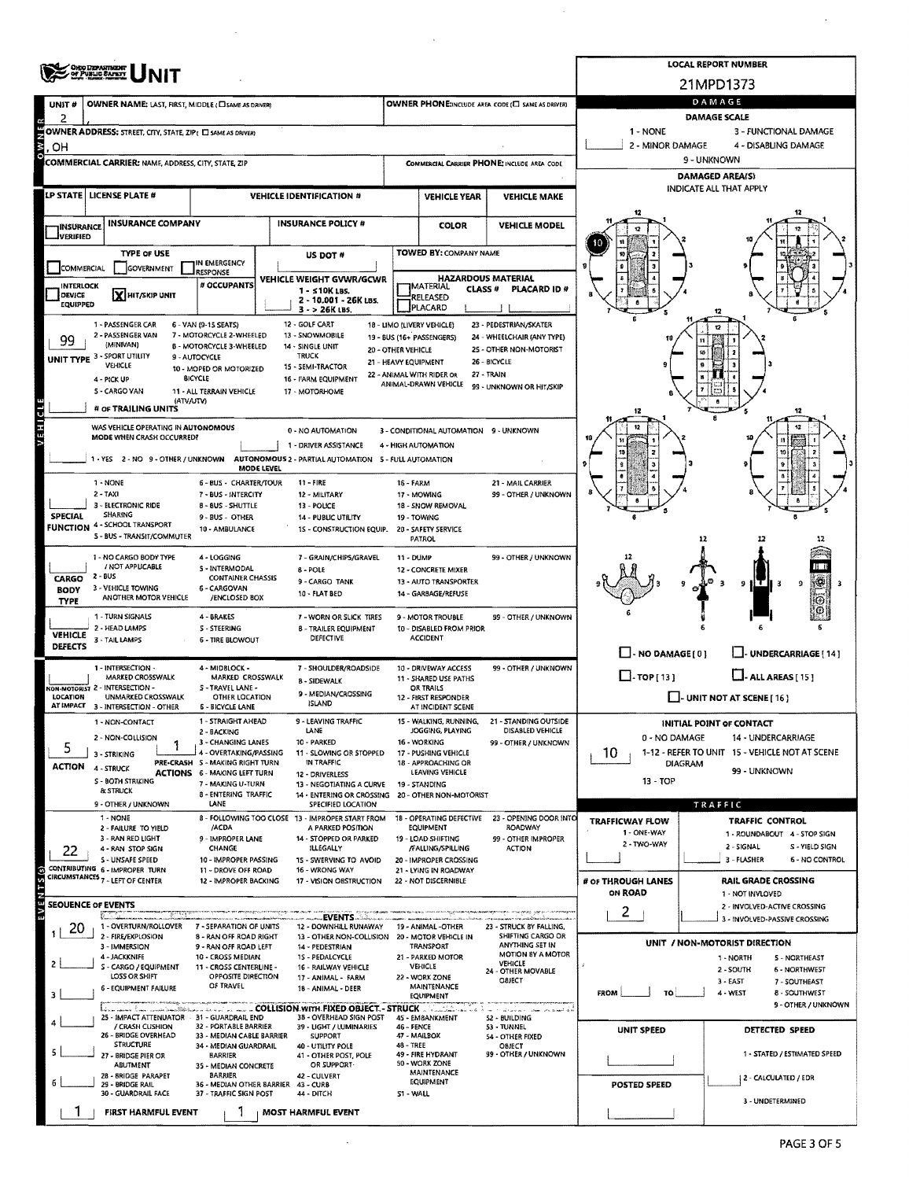# UNIT

**LOCAL REPORT NUMBER:** 21MPD1373

**UNIT #:** 2

**OWNER NAME:** LAST, FIRST, MIDDLE (☐ SAME AS DRIVER)

**OWNER PHONE:** INCLUDE AREA CODE (☐ SAME AS DRIVER)

**OWNER ADDRESS:** STREET, CITY, STATE, ZIP (☐ SAME AS DRIVER): , OH

**COMMERCIAL CARRIER:** NAME, ADDRESS, CITY, STATE, ZIP

**COMMERCIAL CARRIER PHONE:** INCLUDE AREA CODE

| LP STATE | LICENSE PLATE # | VEHICLE IDENTIFICATION # | VEHICLE YEAR | VEHICLE MAKE |
|---|---|---|---|---|
| | | | | |

| INSURANCE VERIFIED | INSURANCE COMPANY | INSURANCE POLICY # | COLOR | VEHICLE MODEL |
|---|---|---|---|---|
| ☐ | | | | |

**TYPE OF USE:** ☐ COMMERCIAL ☐ GOVERNMENT ☐ IN EMERGENCY RESPONSE

**US DOT #:**

**TOWED BY:** COMPANY NAME

**INTERLOCK DEVICE EQUIPPED:** ☐

**HIT/SKIP UNIT:** ☒

**# OCCUPANTS:**

**VEHICLE WEIGHT GVWR/GCWR:** 1 - ≤10K LBS. 2 - 10.001 - 26K LBS. 3 - > 26K LBS.

**HAZARDOUS MATERIAL:** ☐ MATERIAL RELEASED ☐ PLACARD — CLASS # — PLACARD ID #

**UNIT TYPE:** 99

1 - PASSENGER CAR, 2 - PASSENGER VAN (MINIVAN), 3 - SPORT UTILITY VEHICLE, 4 - PICK UP, 5 - CARGO VAN, 6 - VAN (9-15 SEATS), 7 - MOTORCYCLE 2-WHEELED, 8 - MOTORCYCLE 3-WHEELED, 9 - AUTOCYCLE, 10 - MOPED OR MOTORIZED BICYCLE, 11 - ALL TERRAIN VEHICLE (ATV/UTV), 12 - GOLF CART, 13 - SNOWMOBILE, 14 - SINGLE UNIT TRUCK, 15 - SEMI-TRACTOR, 16 - FARM EQUIPMENT, 17 - MOTORHOME, 18 - LIMO (LIVERY VEHICLE), 19 - BUS (16+ PASSENGERS), 20 - OTHER VEHICLE, 21 - HEAVY EQUIPMENT, 22 - ANIMAL WITH RIDER OR ANIMAL-DRAWN VEHICLE, 23 - PEDESTRIAN/SKATER, 24 - WHEELCHAIR (ANY TYPE), 25 - OTHER NON-MOTORIST, 26 - BICYCLE, 27 - TRAIN, 99 - UNKNOWN OR HIT/SKIP

**# OF TRAILING UNITS:**

**WAS VEHICLE OPERATING IN AUTONOMOUS MODE WHEN CRASH OCCURRED?** 1 - YES 2 - NO 9 - OTHER / UNKNOWN

**AUTONOMOUS MODE LEVEL:** 0 - NO AUTOMATION, 1 - DRIVER ASSISTANCE, 2 - PARTIAL AUTOMATION, 3 - CONDITIONAL AUTOMATION, 4 - HIGH AUTOMATION, 5 - FULL AUTOMATION, 9 - UNKNOWN

**SPECIAL FUNCTION:** 1 - NONE, 2 - TAXI, 3 - ELECTRONIC RIDE SHARING, 4 - SCHOOL TRANSPORT, 5 - BUS - TRANSIT/COMMUTER, 6 - BUS - CHARTER/TOUR, 7 - BUS - INTERCITY, 8 - BUS - SHUTTLE, 9 - BUS - OTHER, 10 - AMBULANCE, 11 - FIRE, 12 - MILITARY, 13 - POLICE, 14 - PUBLIC UTILITY, 15 - CONSTRUCTION EQUIP., 16 - FARM, 17 - MOWING, 18 - SNOW REMOVAL, 19 - TOWING, 20 - SAFETY SERVICE PATROL, 21 - MAIL CARRIER, 99 - OTHER / UNKNOWN

**CARGO BODY TYPE:** 1 - NO CARGO BODY TYPE / NOT APPLICABLE, 2 - BUS, 3 - VEHICLE TOWING ANOTHER MOTOR VEHICLE, 4 - LOGGING, 5 - INTERMODAL CONTAINER CHASSIS, 6 - CARGOVAN /ENCLOSED BOX, 7 - GRAIN/CHIPS/GRAVEL, 8 - POLE, 9 - CARGO TANK, 10 - FLAT BED, 11 - DUMP, 12 - CONCRETE MIXER, 13 - AUTO TRANSPORTER, 14 - GARBAGE/REFUSE, 99 - OTHER / UNKNOWN

**VEHICLE DEFECTS:** 1 - TURN SIGNALS, 2 - HEAD LAMPS, 3 - TAIL LAMPS, 4 - BRAKES, 5 - STEERING, 6 - TIRE BLOWOUT, 7 - WORN OR SLICK TIRES, 8 - TRAILER EQUIPMENT DEFECTIVE, 9 - MOTOR TROUBLE, 10 - DISABLED FROM PRIOR ACCIDENT, 99 - OTHER / UNKNOWN

**NON-MOTORIST LOCATION AT IMPACT:** 1 - INTERSECTION - MARKED CROSSWALK, 2 - INTERSECTION - UNMARKED CROSSWALK, 3 - INTERSECTION - OTHER, 4 - MIDBLOCK - MARKED CROSSWALK, 5 - TRAVEL LANE - OTHER LOCATION, 6 - BICYCLE LANE, 7 - SHOULDER/ROADSIDE, 8 - SIDEWALK, 9 - MEDIAN/CROSSING ISLAND, 10 - DRIVEWAY ACCESS, 11 - SHARED USE PATHS OR TRAILS, 12 - FIRST RESPONDER AT INCIDENT SCENE, 99 - OTHER / UNKNOWN

**ACTION:** 5

1 - NON-CONTACT, 2 - NON-COLLISION, 3 - STRIKING, 4 - STRUCK, 5 - BOTH STRIKING & STRUCK, 9 - OTHER / UNKNOWN

**PRE-CRASH ACTIONS:** 1

1 - STRAIGHT AHEAD, 2 - BACKING, 3 - CHANGING LANES, 4 - OVERTAKING/PASSING, 5 - MAKING RIGHT TURN, 6 - MAKING LEFT TURN, 7 - MAKING U-TURN, 8 - ENTERING TRAFFIC LANE, 9 - LEAVING TRAFFIC LANE, 10 - PARKED, 11 - SLOWING OR STOPPED IN TRAFFIC, 12 - DRIVERLESS, 13 - NEGOTIATING A CURVE, 14 - ENTERING OR CROSSING SPECIFIED LOCATION, 15 - WALKING, RUNNING, JOGGING, PLAYING, 16 - WORKING, 17 - PUSHING VEHICLE, 18 - APPROACHING OR LEAVING VEHICLE, 19 - STANDING, 20 - OTHER NON-MOTORIST, 21 - STANDING OUTSIDE DISABLED VEHICLE, 99 - OTHER / UNKNOWN

**CONTRIBUTING CIRCUMSTANCES:** 22

1 - NONE, 2 - FAILURE TO YIELD, 3 - RAN RED LIGHT, 4 - RAN STOP SIGN, 5 - UNSAFE SPEED, 6 - IMPROPER TURN, 7 - LEFT OF CENTER, 8 - FOLLOWING TOO CLOSE /ACDA, 9 - IMPROPER LANE CHANGE, 10 - IMPROPER PASSING, 11 - DROVE OFF ROAD, 12 - IMPROPER BACKING, 13 - IMPROPER START FROM A PARKED POSITION, 14 - STOPPED OR PARKED ILLEGALLY, 15 - SWERVING TO AVOID, 16 - WRONG WAY, 17 - VISION OBSTRUCTION, 18 - OPERATING DEFECTIVE EQUIPMENT, 19 - LOAD SHIFTING /FALLING/SPILLING, 20 - IMPROPER CROSSING, 21 - LYING IN ROADWAY, 22 - NOT DISCERNIBLE, 23 - OPENING DOOR INTO ROADWAY, 99 - OTHER IMPROPER ACTION

**SEQUENCE OF EVENTS:** 1: 20 | 2: | 3: | 4: | 5: | 6:

**EVENTS:** 1 - OVERTURN/ROLLOVER, 2 - FIRE/EXPLOSION, 3 - IMMERSION, 4 - JACKKNIFE, 5 - CARGO / EQUIPMENT LOSS OR SHIFT, 6 - EQUIPMENT FAILURE, 7 - SEPARATION OF UNITS, 8 - RAN OFF ROAD RIGHT, 9 - RAN OFF ROAD LEFT, 10 - CROSS MEDIAN, 11 - CROSS CENTERLINE - OPPOSITE DIRECTION OF TRAVEL, 12 - DOWNHILL RUNAWAY, 13 - OTHER NON-COLLISION, 14 - PEDESTRIAN, 15 - PEDALCYCLE, 16 - RAILWAY VEHICLE, 17 - ANIMAL - FARM, 18 - ANIMAL - DEER, 19 - ANIMAL - OTHER, 20 - MOTOR VEHICLE IN TRANSPORT, 21 - PARKED MOTOR VEHICLE, 22 - WORK ZONE MAINTENANCE EQUIPMENT, 23 - STRUCK BY FALLING, SHIFTING CARGO OR ANYTHING SET IN MOTION BY A MOTOR VEHICLE, 24 - OTHER MOVABLE OBJECT

**COLLISION WITH FIXED OBJECT - STRUCK:** 25 - IMPACT ATTENUATOR / CRASH CUSHION, 26 - BRIDGE OVERHEAD STRUCTURE, 27 - BRIDGE PIER OR ABUTMENT, 28 - BRIDGE PARAPET, 29 - BRIDGE RAIL, 30 - GUARDRAIL FACE, 31 - GUARDRAIL END, 32 - PORTABLE BARRIER, 33 - MEDIAN CABLE BARRIER, 34 - MEDIAN GUARDRAIL BARRIER, 35 - MEDIAN CONCRETE BARRIER, 36 - MEDIAN OTHER BARRIER, 37 - TRAFFIC SIGN POST, 38 - OVERHEAD SIGN POST, 39 - LIGHT / LUMINARIES SUPPORT, 40 - UTILITY POLE, 41 - OTHER POST, POLE OR SUPPORT, 42 - CULVERT, 43 - CURB, 44 - DITCH, 45 - EMBANKMENT, 46 - FENCE, 47 - MAILBOX, 48 - TREE, 49 - FIRE HYDRANT, 50 - WORK ZONE MAINTENANCE EQUIPMENT, 51 - WALL, 52 - BUILDING, 53 - TUNNEL, 54 - OTHER FIXED OBJECT, 99 - OTHER / UNKNOWN

**FIRST HARMFUL EVENT:** 1 **MOST HARMFUL EVENT:** 1

## DAMAGE

**DAMAGE SCALE:** 1 - NONE, 2 - MINOR DAMAGE, 3 - FUNCTIONAL DAMAGE, 4 - DISABLING DAMAGE, 9 - UNKNOWN

**DAMAGED AREA(S):** INDICATE ALL THAT APPLY — 10

☐ - NO DAMAGE [0] ☐ - UNDERCARRIAGE [14] ☐ - TOP [13] ☐ - ALL AREAS [15] ☐ - UNIT NOT AT SCENE [16]

**INITIAL POINT OF CONTACT:** 10

0 - NO DAMAGE, 1-12 - REFER TO UNIT DIAGRAM, 13 - TOP, 14 - UNDERCARRIAGE, 15 - VEHICLE NOT AT SCENE, 99 - UNKNOWN

## TRAFFIC

**TRAFFICWAY FLOW:** 1 - ONE-WAY, 2 - TWO-WAY

**TRAFFIC CONTROL:** 1 - ROUNDABOUT, 2 - SIGNAL, 3 - FLASHER, 4 - STOP SIGN, 5 - YIELD SIGN, 6 - NO CONTROL

**# OF THROUGH LANES ON ROAD:** 2

**RAIL GRADE CROSSING:** 1 - NOT INVOLVED, 2 - INVOLVED-ACTIVE CROSSING, 3 - INVOLVED-PASSIVE CROSSING

**UNIT / NON-MOTORIST DIRECTION:** FROM ___ TO ___

1 - NORTH, 2 - SOUTH, 3 - EAST, 4 - WEST, 5 - NORTHEAST, 6 - NORTHWEST, 7 - SOUTHEAST, 8 - SOUTHWEST, 9 - OTHER / UNKNOWN

**UNIT SPEED:**

**POSTED SPEED:**

**DETECTED SPEED:** 1 - STATED / ESTIMATED SPEED, 2 - CALCULATED / EDR, 3 - UNDETERMINED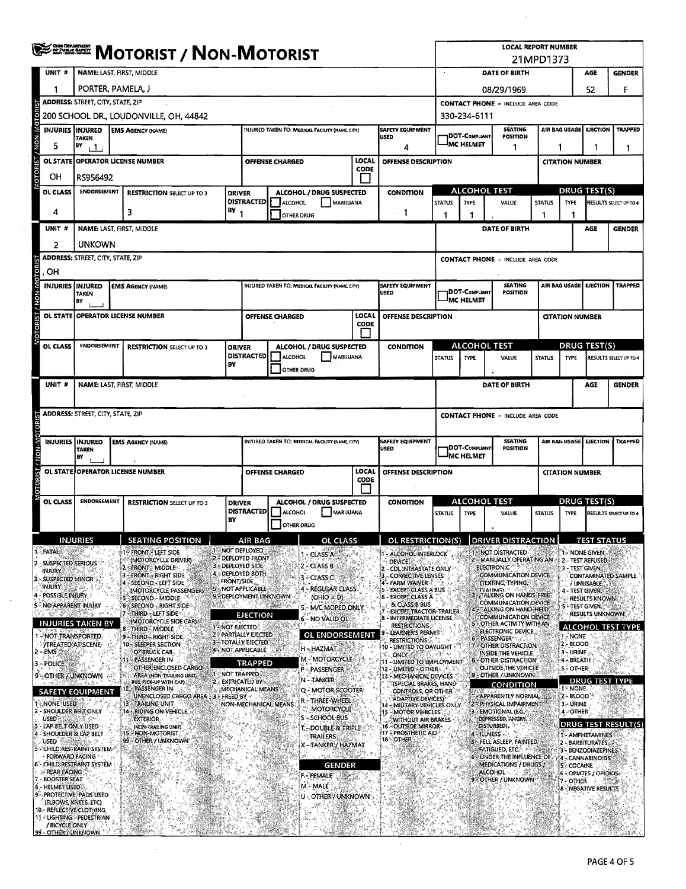# MOTORIST / NON-MOTORIST

**LOCAL REPORT NUMBER:** 21MPD1373

## Unit 1

| UNIT # | NAME: LAST, FIRST, MIDDLE | DATE OF BIRTH | AGE | GENDER |
|---|---|---|---|---|
| 1 | PORTER, PAMELA, J | 08/29/1969 | 52 | F |

| ADDRESS: STREET, CITY, STATE, ZIP | CONTACT PHONE - INCLUDE AREA CODE |
|---|---|
| 200 SCHOOL DR., LOUDONVILLE, OH, 44842 | 330-234-6111 |

| INJURIES | INJURED TAKEN BY | EMS AGENCY (NAME) | INJURED TAKEN TO: MEDICAL FACILITY (NAME, CITY) | SAFETY EQUIPMENT USED | DOT-COMPLIANT MC HELMET | SEATING POSITION | AIR BAG USAGE | EJECTION | TRAPPED |
|---|---|---|---|---|---|---|---|---|---|
| 5 | 1 | | | 4 | | 1 | 1 | 1 | 1 |

| OL STATE | OPERATOR LICENSE NUMBER | OFFENSE CHARGED | LOCAL CODE | OFFENSE DESCRIPTION | CITATION NUMBER |
|---|---|---|---|---|---|
| OH | RS956492 | | | | |

| OL CLASS | ENDORSEMENT | RESTRICTION SELECT UP TO 3 | DRIVER DISTRACTED BY | ALCOHOL / DRUG SUSPECTED | CONDITION | ALCOHOL TEST STATUS | ALCOHOL TEST TYPE | ALCOHOL TEST VALUE | DRUG TEST STATUS | DRUG TEST TYPE | DRUG TEST RESULTS SELECT UP TO 4 |
|---|---|---|---|---|---|---|---|---|---|---|---|
| 4 | | 3 | 1 | ☐ ALCOHOL ☐ MARIJUANA ☐ OTHER DRUG | 1 | 1 | 1 | . | 1 | 1 | |

## Unit 2

| UNIT # | NAME: LAST, FIRST, MIDDLE | DATE OF BIRTH | AGE | GENDER |
|---|---|---|---|---|
| 2 | UNKOWN | | | |

| ADDRESS: STREET, CITY, STATE, ZIP | CONTACT PHONE - INCLUDE AREA CODE |
|---|---|
| , OH | |

| INJURIES | INJURED TAKEN BY | EMS AGENCY (NAME) | INJURED TAKEN TO: MEDICAL FACILITY (NAME, CITY) | SAFETY EQUIPMENT USED | DOT-COMPLIANT MC HELMET | SEATING POSITION | AIR BAG USAGE | EJECTION | TRAPPED |
|---|---|---|---|---|---|---|---|---|---|
| | | | | | | | | | |

| OL STATE | OPERATOR LICENSE NUMBER | OFFENSE CHARGED | LOCAL CODE | OFFENSE DESCRIPTION | CITATION NUMBER |
|---|---|---|---|---|---|
| | | | | | |

| OL CLASS | ENDORSEMENT | RESTRICTION SELECT UP TO 3 | DRIVER DISTRACTED BY | ALCOHOL / DRUG SUSPECTED | CONDITION | ALCOHOL TEST STATUS | ALCOHOL TEST TYPE | ALCOHOL TEST VALUE | DRUG TEST STATUS | DRUG TEST TYPE | DRUG TEST RESULTS SELECT UP TO 4 |
|---|---|---|---|---|---|---|---|---|---|---|---|
| | | | | ☐ ALCOHOL ☐ MARIJUANA ☐ OTHER DRUG | | | | . | | | |

## Unit (blank)

| UNIT # | NAME: LAST, FIRST, MIDDLE | DATE OF BIRTH | AGE | GENDER |
|---|---|---|---|---|
| | | | | |

| ADDRESS: STREET, CITY, STATE, ZIP | CONTACT PHONE - INCLUDE AREA CODE |
|---|---|
| | |

| INJURIES | INJURED TAKEN BY | EMS AGENCY (NAME) | INJURED TAKEN TO: MEDICAL FACILITY (NAME, CITY) | SAFETY EQUIPMENT USED | DOT-COMPLIANT MC HELMET | SEATING POSITION | AIR BAG USAGE | EJECTION | TRAPPED |
|---|---|---|---|---|---|---|---|---|---|
| | | | | | | | | | |

| OL STATE | OPERATOR LICENSE NUMBER | OFFENSE CHARGED | LOCAL CODE | OFFENSE DESCRIPTION | CITATION NUMBER |
|---|---|---|---|---|---|
| | | | | | |

| OL CLASS | ENDORSEMENT | RESTRICTION SELECT UP TO 3 | DRIVER DISTRACTED BY | ALCOHOL / DRUG SUSPECTED | CONDITION | ALCOHOL TEST STATUS | ALCOHOL TEST TYPE | ALCOHOL TEST VALUE | DRUG TEST STATUS | DRUG TEST TYPE | DRUG TEST RESULTS SELECT UP TO 4 |
|---|---|---|---|---|---|---|---|---|---|---|---|
| | | | | ☐ ALCOHOL ☐ MARIJUANA ☐ OTHER DRUG | | | | . | | | |

## Codes

**INJURIES**
1 - FATAL
2 - SUSPECTED SERIOUS INJURY
3 - SUSPECTED MINOR INJURY
4 - POSSIBLE INJURY
5 - NO APPARENT INJURY

**INJURIES TAKEN BY**
1 - NOT TRANSPORTED /TREATED AT SCENE
2 - EMS
3 - POLICE
9 - OTHER / UNKNOWN

**SAFETY EQUIPMENT**
1 - NONE USED
2 - SHOULDER BELT ONLY USED
3 - LAP BELT ONLY USED
4 - SHOULDER & LAP BELT USED
5 - CHILD RESTRAINT SYSTEM - FORWARD FACING
6 - CHILD RESTRAINT SYSTEM - REAR FACING
7 - BOOSTER SEAT
8 - HELMET USED
9 - PROTECTIVE PADS USED (ELBOWS, KNEES, ETC)
10 - REFLECTIVE CLOTHING
11 - LIGHTING - PEDESTRIAN / BICYCLE ONLY
99 - OTHER / UNKNOWN

**SEATING POSITION**
1 - FRONT - LEFT SIDE (MOTORCYCLE DRIVER)
2 - FRONT - MIDDLE
3 - FRONT - RIGHT SIDE
4 - SECOND - LEFT SIDE (MOTORCYCLE PASSENGER)
5 - SECOND - MIDDLE
6 - SECOND - RIGHT SIDE
7 - THIRD - LEFT SIDE (MOTORCYCLE SIDE CAR)
8 - THIRD - MIDDLE
9 - THIRD - RIGHT SIDE
10 - SLEEPER SECTION OF TRUCK CAB
11 - PASSENGER IN OTHER ENCLOSED CARGO AREA (NON-TRAILING UNIT, BUS, PICK-UP WITH CAP)
12 - PASSENGER IN UNENCLOSED CARGO AREA
13 - TRAILING UNIT
14 - RIDING ON VEHICLE EXTERIOR (NON-TRAILING UNIT)
15 - NON-MOTORIST
99 - OTHER / UNKNOWN

**AIR BAG**
1 - NOT DEPLOYED
2 - DEPLOYED FRONT
3 - DEPLOYED SIDE
4 - DEPLOYED BOTH FRONT/SIDE
5 - NOT APPLICABLE
9 - DEPLOYMENT UNKNOWN

**EJECTION**
1 - NOT EJECTED
2 - PARTIALLY EJECTED
3 - TOTALLY EJECTED
4 - NOT APPLICABLE

**TRAPPED**
1 - NOT TRAPPED
2 - EXTRICATED BY MECHANICAL MEANS
3 - FREED BY NON-MECHANICAL MEANS

**OL CLASS**
1 - CLASS A
2 - CLASS B
3 - CLASS C
4 - REGULAR CLASS (OHIO = D)
5 - M/C MOPED ONLY
6 - NO VALID OL

**OL ENDORSEMENT**
H - HAZMAT
M - MOTORCYCLE
P - PASSENGER
N - TANKER
Q - MOTOR SCOOTER
R - THREE-WHEEL MOTORCYCLE
S - SCHOOL BUS
T - DOUBLE & TRIPLE TRAILERS
X - TANKER / HAZMAT

**GENDER**
F - FEMALE
M - MALE
U - OTHER / UNKNOWN

**OL RESTRICTION(S)**
1 - ALCOHOL INTERLOCK DEVICE
2 - CDL INTRASTATE ONLY
3 - CORRECTIVE LENSES
4 - FARM WAIVER
5 - EXCEPT CLASS A BUS
6 - EXCEPT CLASS A & CLASS B BUS
7 - EXCEPT TRACTOR-TRAILER
8 - INTERMEDIATE LICENSE RESTRICTIONS
9 - LEARNER'S PERMIT RESTRICTIONS
10 - LIMITED TO DAYLIGHT ONLY
11 - LIMITED TO EMPLOYMENT
12 - LIMITED - OTHER
13 - MECHANICAL DEVICES (SPECIAL BRAKES, HAND CONTROLS, OR OTHER ADAPTIVE DEVICES)
14 - MILITARY VEHICLES ONLY
15 - MOTOR VEHICLES WITHOUT AIR BRAKES
16 - OUTSIDE MIRROR
17 - PROSTHETIC AID
18 - OTHER

**DRIVER DISTRACTION**
1 - NOT DISTRACTED
2 - MANUALLY OPERATING AN ELECTRONIC COMMUNICATION DEVICE (TEXTING, TYPING, DIALING)
3 - TALKING ON HANDS-FREE COMMUNICATION DEVICE
4 - TALKING ON HAND-HELD COMMUNICATION DEVICE
5 - OTHER ACTIVITY WITH AN ELECTRONIC DEVICE
6 - PASSENGER
7 - OTHER DISTRACTION INSIDE THE VEHICLE
8 - OTHER DISTRACTION OUTSIDE THE VEHICLE
9 - OTHER / UNKNOWN

**CONDITION**
1 - APPARENTLY NORMAL
2 - PHYSICAL IMPAIRMENT
3 - EMOTIONAL (E.G., DEPRESSED, ANGRY, DISTURBED)
4 - ILLNESS
5 - FELL ASLEEP, FAINTED, FATIGUED, ETC.
6 - UNDER THE INFLUENCE OF MEDICATIONS / DRUGS / ALCOHOL
9 - OTHER / UNKNOWN

**TEST STATUS**
1 - NONE GIVEN
2 - TEST REFUSED
3 - TEST GIVEN, CONTAMINATED SAMPLE / UNUSABLE
4 - TEST GIVEN, RESULTS KNOWN
5 - TEST GIVEN, RESULTS UNKNOWN

**ALCOHOL TEST TYPE**
1 - NONE
2 - BLOOD
3 - URINE
4 - BREATH
5 - OTHER

**DRUG TEST TYPE**
1 - NONE
2 - BLOOD
3 - URINE
4 - OTHER

**DRUG TEST RESULT(S)**
1 - AMPHETAMINES
2 - BARBITURATES
3 - BENZODIAZEPINES
4 - CANNABINOIDS
5 - COCAINE
6 - OPIATES / OPIOIDS
7 - OTHER
8 - NEGATIVE RESULTS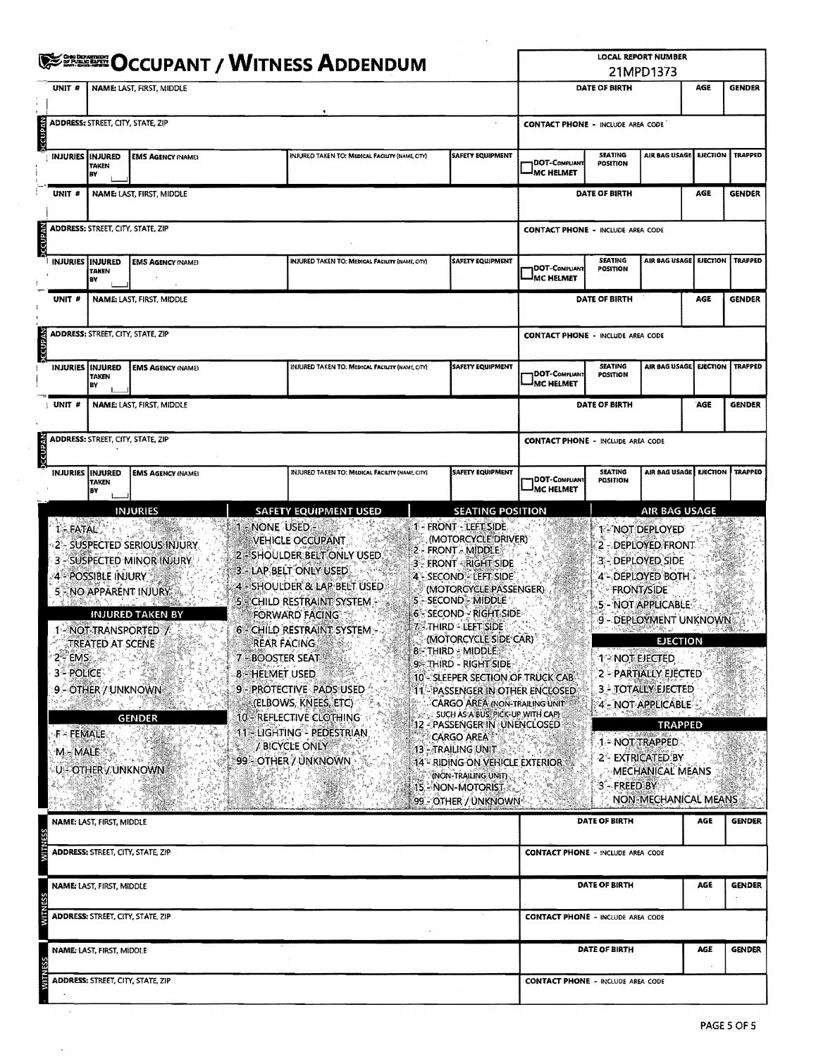# OCCUPANT / WITNESS ADDENDUM

OHIO DEPARTMENT OF PUBLIC SAFETY

| LOCAL REPORT NUMBER |
|---|
| 21MPD1373 |

## OCCUPANT

| UNIT # | NAME: LAST, FIRST, MIDDLE | | | | DATE OF BIRTH | | AGE | GENDER |
|---|---|---|---|---|---|---|---|---|
| | | | | | | | | |
| ADDRESS: STREET, CITY, STATE, ZIP | | | | | CONTACT PHONE - INCLUDE AREA CODE | | | |
| | | | | | | | | |
| INJURIES | INJURED TAKEN BY | EMS AGENCY (NAME) | INJURED TAKEN TO: MEDICAL FACILITY (NAME, CITY) | SAFETY EQUIPMENT | DOT-COMPLIANT MC HELMET | SEATING POSITION | AIR BAG USAGE | EJECTION | TRAPPED |

## OCCUPANT

| UNIT # | NAME: LAST, FIRST, MIDDLE | | | | DATE OF BIRTH | | AGE | GENDER |
|---|---|---|---|---|---|---|---|---|
| | | | | | | | | |
| ADDRESS: STREET, CITY, STATE, ZIP | | | | | CONTACT PHONE - INCLUDE AREA CODE | | | |
| | | | | | | | | |
| INJURIES | INJURED TAKEN BY | EMS AGENCY (NAME) | INJURED TAKEN TO: MEDICAL FACILITY (NAME, CITY) | SAFETY EQUIPMENT | DOT-COMPLIANT MC HELMET | SEATING POSITION | AIR BAG USAGE | EJECTION | TRAPPED |

## OCCUPANT

| UNIT # | NAME: LAST, FIRST, MIDDLE | | | | DATE OF BIRTH | | AGE | GENDER |
|---|---|---|---|---|---|---|---|---|
| | | | | | | | | |
| ADDRESS: STREET, CITY, STATE, ZIP | | | | | CONTACT PHONE - INCLUDE AREA CODE | | | |
| | | | | | | | | |
| INJURIES | INJURED TAKEN BY | EMS AGENCY (NAME) | INJURED TAKEN TO: MEDICAL FACILITY (NAME, CITY) | SAFETY EQUIPMENT | DOT-COMPLIANT MC HELMET | SEATING POSITION | AIR BAG USAGE | EJECTION | TRAPPED |

## OCCUPANT

| UNIT # | NAME: LAST, FIRST, MIDDLE | | | | DATE OF BIRTH | | AGE | GENDER |
|---|---|---|---|---|---|---|---|---|
| | | | | | | | | |
| ADDRESS: STREET, CITY, STATE, ZIP | | | | | CONTACT PHONE - INCLUDE AREA CODE | | | |
| | | | | | | | | |
| INJURIES | INJURED TAKEN BY | EMS AGENCY (NAME) | INJURED TAKEN TO: MEDICAL FACILITY (NAME, CITY) | SAFETY EQUIPMENT | DOT-COMPLIANT MC HELMET | SEATING POSITION | AIR BAG USAGE | EJECTION | TRAPPED |

### INJURIES
1 - FATAL
2 - SUSPECTED SERIOUS INJURY
3 - SUSPECTED MINOR INJURY
4 - POSSIBLE INJURY
5 - NO APPARENT INJURY

### INJURED TAKEN BY
1 - NOT TRANSPORTED / TREATED AT SCENE
2 - EMS
3 - POLICE
9 - OTHER / UNKNOWN

### GENDER
F - FEMALE
M - MALE
U - OTHER / UNKNOWN

### SAFETY EQUIPMENT USED
1 - NONE USED - VEHICLE OCCUPANT
2 - SHOULDER BELT ONLY USED
3 - LAP BELT ONLY USED
4 - SHOULDER & LAP BELT USED
5 - CHILD RESTRAINT SYSTEM - FORWARD FACING
6 - CHILD RESTRAINT SYSTEM - REAR FACING
7 - BOOSTER SEAT
8 - HELMET USED
9 - PROTECTIVE PADS USED (ELBOWS, KNEES, ETC)
10 - REFLECTIVE CLOTHING
11 - LIGHTING - PEDESTRIAN / BICYCLE ONLY
99 - OTHER / UNKNOWN

### SEATING POSITION
1 - FRONT - LEFT SIDE (MOTORCYCLE DRIVER)
2 - FRONT - MIDDLE
3 - FRONT - RIGHT SIDE
4 - SECOND - LEFT SIDE (MOTORCYCLE PASSENGER)
5 - SECOND - MIDDLE
6 - SECOND - RIGHT SIDE
7 - THIRD - LEFT SIDE (MOTORCYCLE SIDE CAR)
8 - THIRD - MIDDLE
9 - THIRD - RIGHT SIDE
10 - SLEEPER SECTION OF TRUCK CAB
11 - PASSENGER IN OTHER ENCLOSED CARGO AREA (NON-TRAILING UNIT SUCH AS A BUS, PICK-UP WITH CAP)
12 - PASSENGER IN UNENCLOSED CARGO AREA
13 - TRAILING UNIT
14 - RIDING ON VEHICLE EXTERIOR (NON-TRAILING UNIT)
15 - NON-MOTORIST
99 - OTHER / UNKNOWN

### AIR BAG USAGE
1 - NOT DEPLOYED
2 - DEPLOYED FRONT
3 - DEPLOYED SIDE
4 - DEPLOYED BOTH FRONT/SIDE
5 - NOT APPLICABLE
9 - DEPLOYMENT UNKNOWN

### EJECTION
1 - NOT EJECTED
2 - PARTIALLY EJECTED
3 - TOTALLY EJECTED
4 - NOT APPLICABLE

### TRAPPED
1 - NOT TRAPPED
2 - EXTRICATED BY MECHANICAL MEANS
3 - FREED BY NON-MECHANICAL MEANS

## WITNESS

| NAME: LAST, FIRST, MIDDLE | DATE OF BIRTH | AGE | GENDER |
|---|---|---|---|
| | | | |
| ADDRESS: STREET, CITY, STATE, ZIP | CONTACT PHONE - INCLUDE AREA CODE | | |
| | | | |

## WITNESS

| NAME: LAST, FIRST, MIDDLE | DATE OF BIRTH | AGE | GENDER |
|---|---|---|---|
| | | | |
| ADDRESS: STREET, CITY, STATE, ZIP | CONTACT PHONE - INCLUDE AREA CODE | | |
| | | | |

## WITNESS

| NAME: LAST, FIRST, MIDDLE | DATE OF BIRTH | AGE | GENDER |
|---|---|---|---|
| | | | |
| ADDRESS: STREET, CITY, STATE, ZIP | CONTACT PHONE - INCLUDE AREA CODE | | |
| | | | |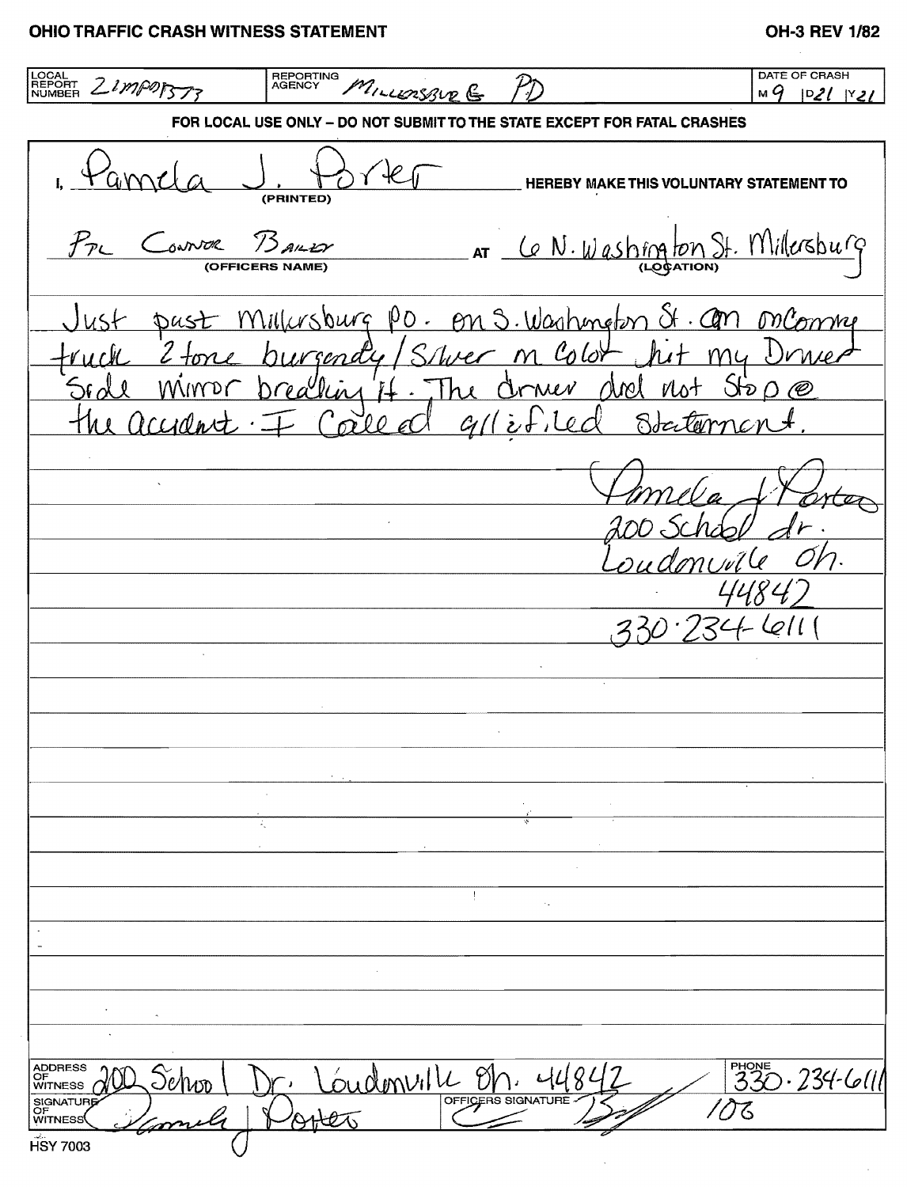# OHIO TRAFFIC CRASH WITNESS STATEMENT

OH-3 REV 1/82

| LOCAL REPORT NUMBER | REPORTING AGENCY | DATE OF CRASH |
| --- | --- | --- |
| 21MPO1573 | Millersburg PD | M 9 D 21 Y 21 |

**FOR LOCAL USE ONLY – DO NOT SUBMIT TO THE STATE EXCEPT FOR FATAL CRASHES**

I, Pamela J. Porter (PRINTED) HEREBY MAKE THIS VOLUNTARY STATEMENT TO

Ptl Connor Bailey (OFFICERS NAME) AT 6 N. Washington St. Millersburg (LOCATION)

Just past Millersburg PO. on S. Washington St. an oncoming truck 2 tone burgendy/Silver in color hit my Driver Side mirror breaking it. The driver did not Stop @ the accident. I Called 911 & filed Statement.

Pamela J Porter
200 School dr.
Loudonville Oh.
44842
330·234·6111

ADDRESS OF WITNESS: 200 School Dr. Loudonville Oh. 44842

PHONE: 330-234-6111

SIGNATURE OF WITNESS: Pamela J Porter

OFFICERS SIGNATURE: [signature] 106

HSY 7003